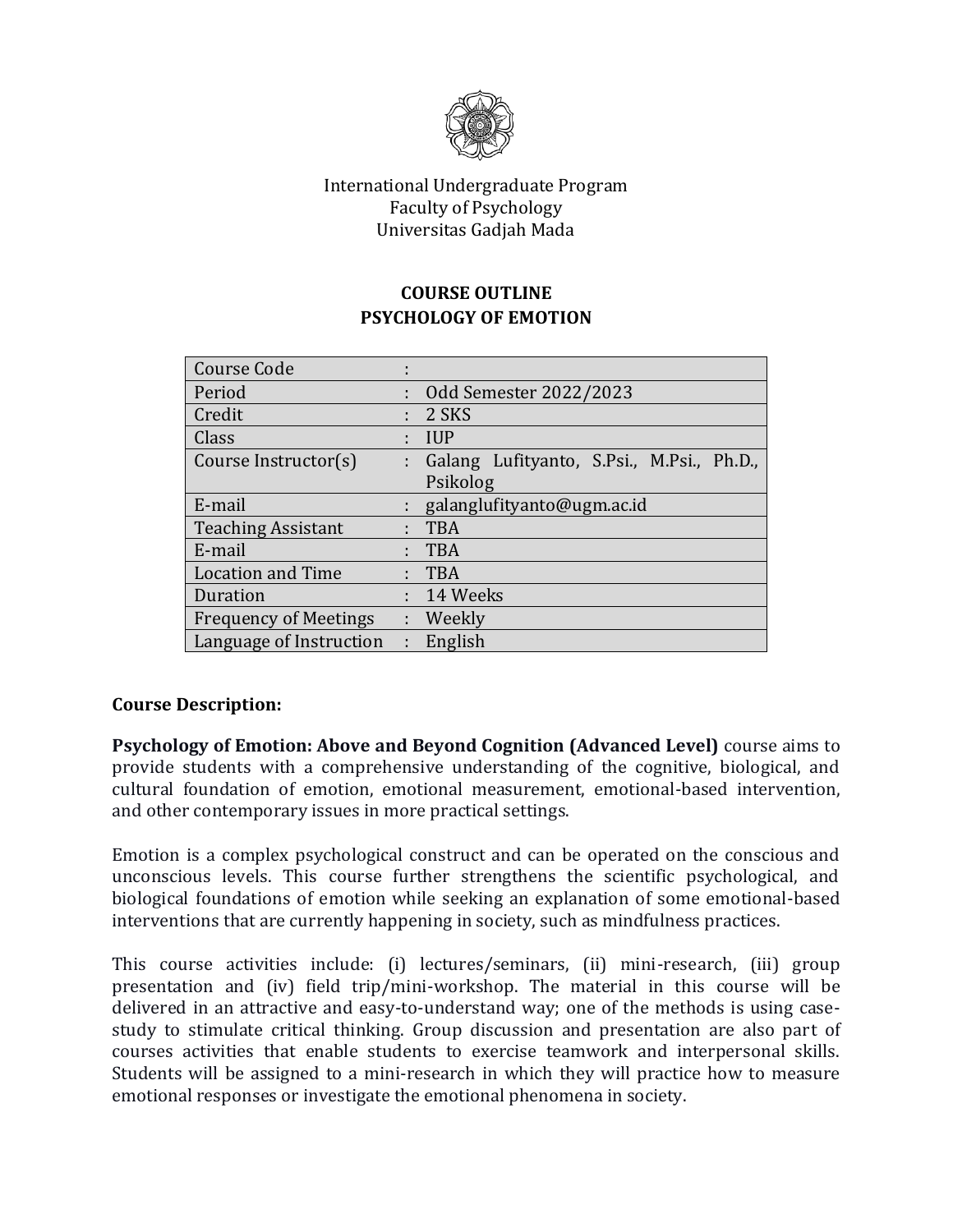International Undergraduate Program
Faculty of Psychology
Universitas Gadjah Mada

# COURSE OUTLINE
# PSYCHOLOGY OF EMOTION

| | | |
|---|---|---|
| Course Code | : | |
| Period | : | Odd Semester 2022/2023 |
| Credit | : | 2 SKS |
| Class | : | IUP |
| Course Instructor(s) | : | Galang Lufityanto, S.Psi., M.Psi., Ph.D., Psikolog |
| E-mail | : | galanglufityanto@ugm.ac.id |
| Teaching Assistant | : | TBA |
| E-mail | : | TBA |
| Location and Time | : | TBA |
| Duration | : | 14 Weeks |
| Frequency of Meetings | : | Weekly |
| Language of Instruction | : | English |

**Course Description:**

**Psychology of Emotion: Above and Beyond Cognition (Advanced Level)** course aims to provide students with a comprehensive understanding of the cognitive, biological, and cultural foundation of emotion, emotional measurement, emotional-based intervention, and other contemporary issues in more practical settings.

Emotion is a complex psychological construct and can be operated on the conscious and unconscious levels. This course further strengthens the scientific psychological, and biological foundations of emotion while seeking an explanation of some emotional-based interventions that are currently happening in society, such as mindfulness practices.

This course activities include: (i) lectures/seminars, (ii) mini-research, (iii) group presentation and (iv) field trip/mini-workshop. The material in this course will be delivered in an attractive and easy-to-understand way; one of the methods is using case-study to stimulate critical thinking. Group discussion and presentation are also part of courses activities that enable students to exercise teamwork and interpersonal skills. Students will be assigned to a mini-research in which they will practice how to measure emotional responses or investigate the emotional phenomena in society.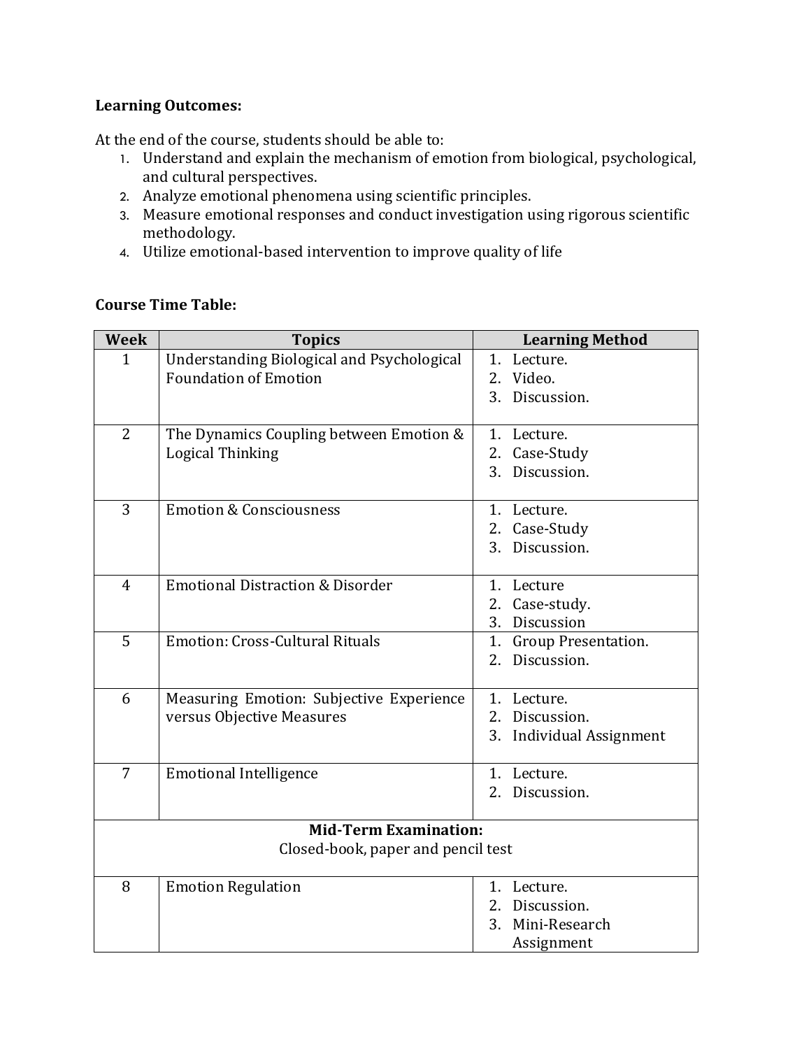**Learning Outcomes:**

At the end of the course, students should be able to:

1. Understand and explain the mechanism of emotion from biological, psychological, and cultural perspectives.
2. Analyze emotional phenomena using scientific principles.
3. Measure emotional responses and conduct investigation using rigorous scientific methodology.
4. Utilize emotional-based intervention to improve quality of life

**Course Time Table:**

| Week | Topics | Learning Method |
| --- | --- | --- |
| 1 | Understanding Biological and Psychological Foundation of Emotion | 1. Lecture.<br>2. Video.<br>3. Discussion. |
| 2 | The Dynamics Coupling between Emotion & Logical Thinking | 1. Lecture.<br>2. Case-Study<br>3. Discussion. |
| 3 | Emotion & Consciousness | 1. Lecture.<br>2. Case-Study<br>3. Discussion. |
| 4 | Emotional Distraction & Disorder | 1. Lecture<br>2. Case-study.<br>3. Discussion |
| 5 | Emotion: Cross-Cultural Rituals | 1. Group Presentation.<br>2. Discussion. |
| 6 | Measuring Emotion: Subjective Experience versus Objective Measures | 1. Lecture.<br>2. Discussion.<br>3. Individual Assignment |
| 7 | Emotional Intelligence | 1. Lecture.<br>2. Discussion. |
| **Mid-Term Examination:**<br>Closed-book, paper and pencil test | | |
| 8 | Emotion Regulation | 1. Lecture.<br>2. Discussion.<br>3. Mini-Research Assignment |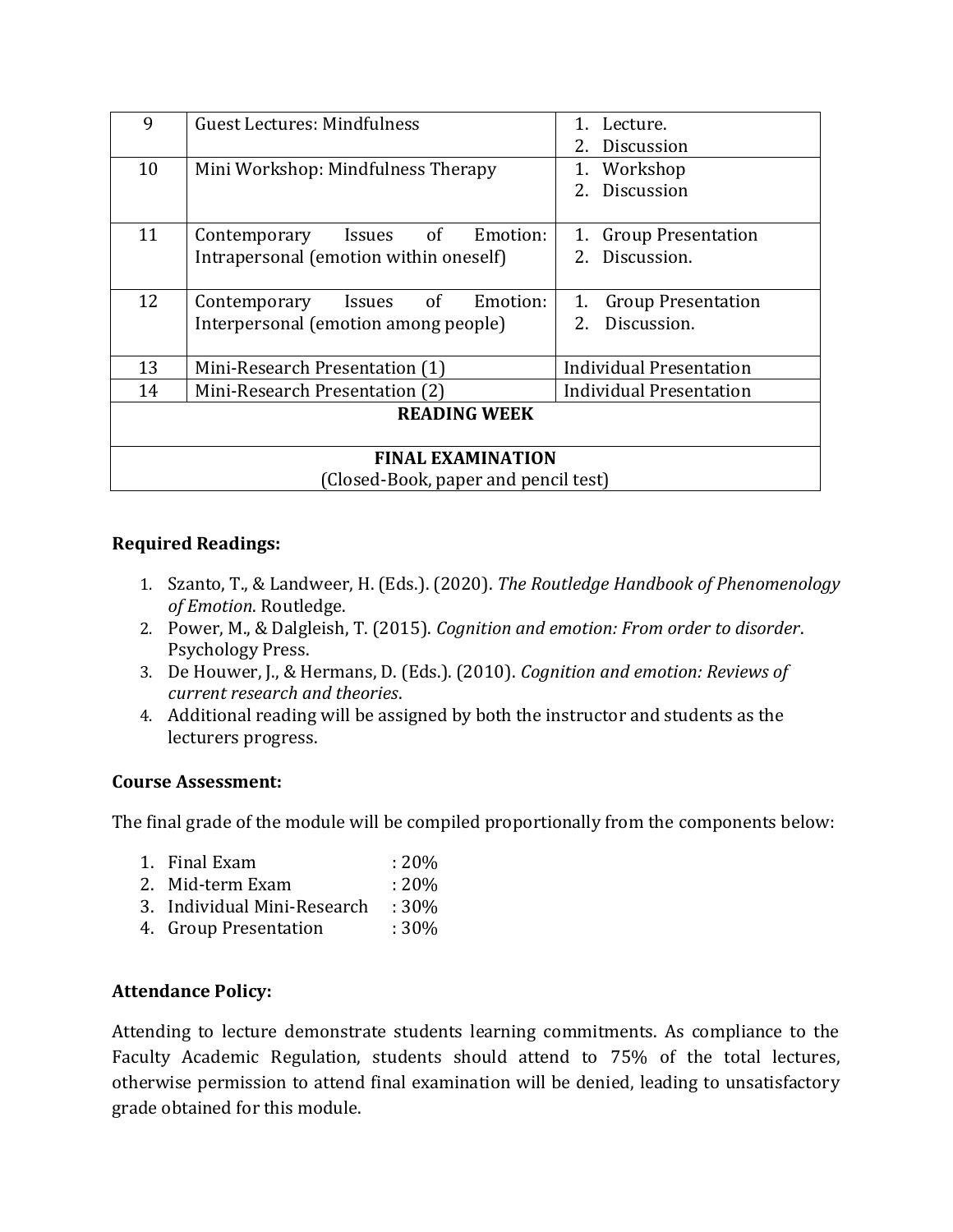| | | |
|---|---|---|
| 9 | Guest Lectures: Mindfulness | 1. Lecture.<br>2. Discussion |
| 10 | Mini Workshop: Mindfulness Therapy | 1. Workshop<br>2. Discussion |
| 11 | Contemporary Issues of Emotion: Intrapersonal (emotion within oneself) | 1. Group Presentation<br>2. Discussion. |
| 12 | Contemporary Issues of Emotion: Interpersonal (emotion among people) | 1. Group Presentation<br>2. Discussion. |
| 13 | Mini-Research Presentation (1) | Individual Presentation |
| 14 | Mini-Research Presentation (2) | Individual Presentation |
| **READING WEEK** | | |
| **FINAL EXAMINATION**<br>(Closed-Book, paper and pencil test) | | |

**Required Readings:**

1. Szanto, T., & Landweer, H. (Eds.). (2020). *The Routledge Handbook of Phenomenology of Emotion*. Routledge.
2. Power, M., & Dalgleish, T. (2015). *Cognition and emotion: From order to disorder*. Psychology Press.
3. De Houwer, J., & Hermans, D. (Eds.). (2010). *Cognition and emotion: Reviews of current research and theories*.
4. Additional reading will be assigned by both the instructor and students as the lecturers progress.

**Course Assessment:**

The final grade of the module will be compiled proportionally from the components below:

1. Final Exam : 20%
2. Mid-term Exam : 20%
3. Individual Mini-Research : 30%
4. Group Presentation : 30%

**Attendance Policy:**

Attending to lecture demonstrate students learning commitments. As compliance to the Faculty Academic Regulation, students should attend to 75% of the total lectures, otherwise permission to attend final examination will be denied, leading to unsatisfactory grade obtained for this module.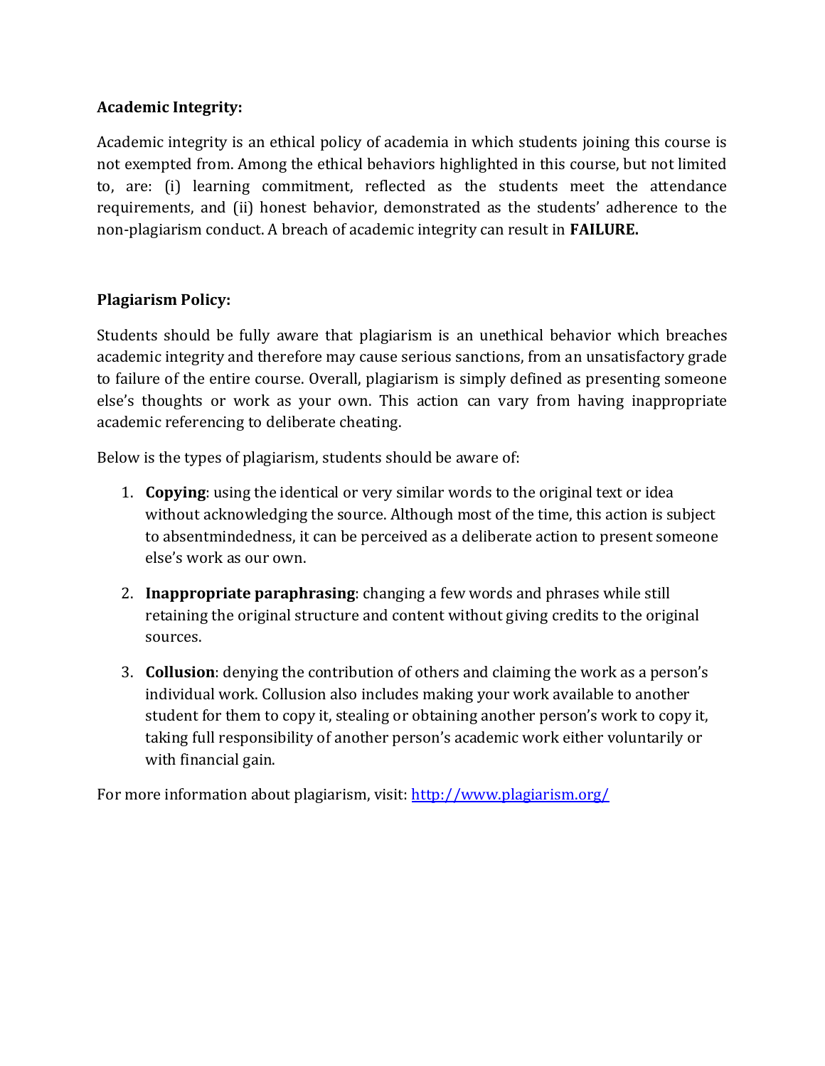**Academic Integrity:**

Academic integrity is an ethical policy of academia in which students joining this course is not exempted from. Among the ethical behaviors highlighted in this course, but not limited to, are: (i) learning commitment, reflected as the students meet the attendance requirements, and (ii) honest behavior, demonstrated as the students' adherence to the non-plagiarism conduct. A breach of academic integrity can result in **FAILURE.**

**Plagiarism Policy:**

Students should be fully aware that plagiarism is an unethical behavior which breaches academic integrity and therefore may cause serious sanctions, from an unsatisfactory grade to failure of the entire course. Overall, plagiarism is simply defined as presenting someone else's thoughts or work as your own. This action can vary from having inappropriate academic referencing to deliberate cheating.

Below is the types of plagiarism, students should be aware of:

1. **Copying**: using the identical or very similar words to the original text or idea without acknowledging the source. Although most of the time, this action is subject to absentmindedness, it can be perceived as a deliberate action to present someone else's work as our own.

2. **Inappropriate paraphrasing**: changing a few words and phrases while still retaining the original structure and content without giving credits to the original sources.

3. **Collusion**: denying the contribution of others and claiming the work as a person's individual work. Collusion also includes making your work available to another student for them to copy it, stealing or obtaining another person's work to copy it, taking full responsibility of another person's academic work either voluntarily or with financial gain.

For more information about plagiarism, visit: [http://www.plagiarism.org/](http://www.plagiarism.org/)